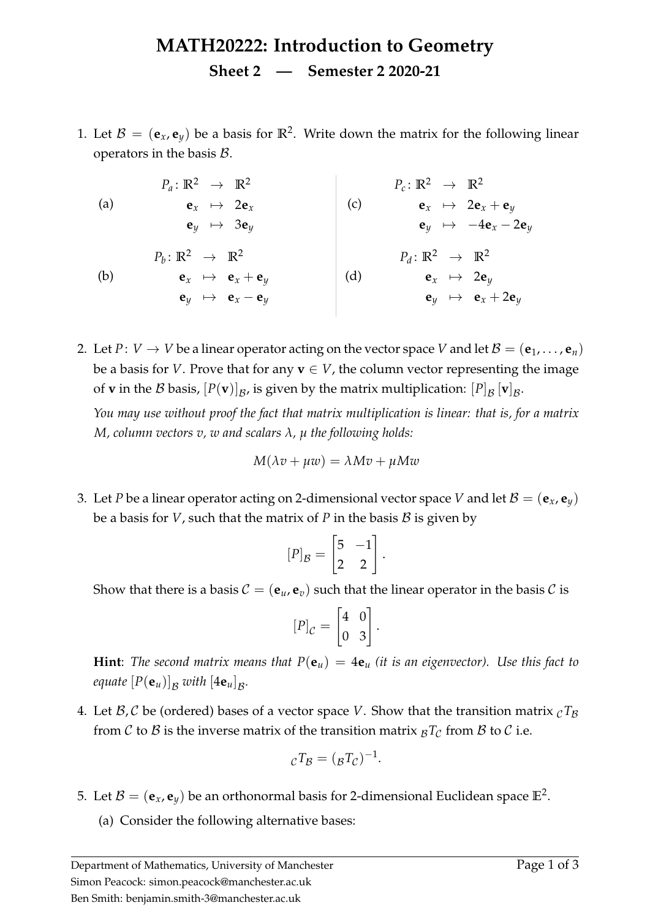# MATH20222: Introduction to Geometry

## Sheet 2 — Semester 2 2020-21

1. Let $\mathcal{B} = (\mathbf{e}_x, \mathbf{e}_y)$ be a basis for $\mathbb{R}^2$. Write down the matrix for the following linear operators in the basis $\mathcal{B}$.

   (a)
   $$\begin{aligned} P_a \colon \mathbb{R}^2 &\to \mathbb{R}^2 \\ \mathbf{e}_x &\mapsto 2\mathbf{e}_x \\ \mathbf{e}_y &\mapsto 3\mathbf{e}_y \end{aligned}$$

   (b)
   $$\begin{aligned} P_b \colon \mathbb{R}^2 &\to \mathbb{R}^2 \\ \mathbf{e}_x &\mapsto \mathbf{e}_x + \mathbf{e}_y \\ \mathbf{e}_y &\mapsto \mathbf{e}_x - \mathbf{e}_y \end{aligned}$$

   (c)
   $$\begin{aligned} P_c \colon \mathbb{R}^2 &\to \mathbb{R}^2 \\ \mathbf{e}_x &\mapsto 2\mathbf{e}_x + \mathbf{e}_y \\ \mathbf{e}_y &\mapsto -4\mathbf{e}_x - 2\mathbf{e}_y \end{aligned}$$

   (d)
   $$\begin{aligned} P_d \colon \mathbb{R}^2 &\to \mathbb{R}^2 \\ \mathbf{e}_x &\mapsto 2\mathbf{e}_y \\ \mathbf{e}_y &\mapsto \mathbf{e}_x + 2\mathbf{e}_y \end{aligned}$$

2. Let $P \colon V \to V$ be a linear operator acting on the vector space $V$ and let $\mathcal{B} = (\mathbf{e}_1, \dots, \mathbf{e}_n)$ be a basis for $V$. Prove that for any $\mathbf{v} \in V$, the column vector representing the image of $\mathbf{v}$ in the $\mathcal{B}$ basis, $[P(\mathbf{v})]_{\mathcal{B}}$, is given by the matrix multiplication: $[P]_{\mathcal{B}} [\mathbf{v}]_{\mathcal{B}}$.

   *You may use without proof the fact that matrix multiplication is linear: that is, for a matrix $M$, column vectors $v$, $w$ and scalars $\lambda$, $\mu$ the following holds:*

   $$M(\lambda v + \mu w) = \lambda M v + \mu M w$$

3. Let $P$ be a linear operator acting on 2-dimensional vector space $V$ and let $\mathcal{B} = (\mathbf{e}_x, \mathbf{e}_y)$ be a basis for $V$, such that the matrix of $P$ in the basis $\mathcal{B}$ is given by

   $$[P]_{\mathcal{B}} = \begin{bmatrix} 5 & -1 \\ 2 & 2 \end{bmatrix}.$$

   Show that there is a basis $\mathcal{C} = (\mathbf{e}_u, \mathbf{e}_v)$ such that the linear operator in the basis $\mathcal{C}$ is

   $$[P]_{\mathcal{C}} = \begin{bmatrix} 4 & 0 \\ 0 & 3 \end{bmatrix}.$$

   **Hint**: *The second matrix means that $P(\mathbf{e}_u) = 4\mathbf{e}_u$ (it is an eigenvector). Use this fact to equate $[P(\mathbf{e}_u)]_{\mathcal{B}}$ with $[4\mathbf{e}_u]_{\mathcal{B}}$.*

4. Let $\mathcal{B}, \mathcal{C}$ be (ordered) bases of a vector space $V$. Show that the transition matrix ${}_{\mathcal{C}}T_{\mathcal{B}}$ from $\mathcal{C}$ to $\mathcal{B}$ is the inverse matrix of the transition matrix ${}_{\mathcal{B}}T_{\mathcal{C}}$ from $\mathcal{B}$ to $\mathcal{C}$ i.e.

   $${}_{\mathcal{C}}T_{\mathcal{B}} = ({}_{\mathcal{B}}T_{\mathcal{C}})^{-1}.$$

5. Let $\mathcal{B} = (\mathbf{e}_x, \mathbf{e}_y)$ be an orthonormal basis for 2-dimensional Euclidean space $\mathbb{E}^2$.

   (a) Consider the following alternative bases:

Department of Mathematics, University of Manchester
Simon Peacock: simon.peacock@manchester.ac.uk
Ben Smith: benjamin.smith-3@manchester.ac.uk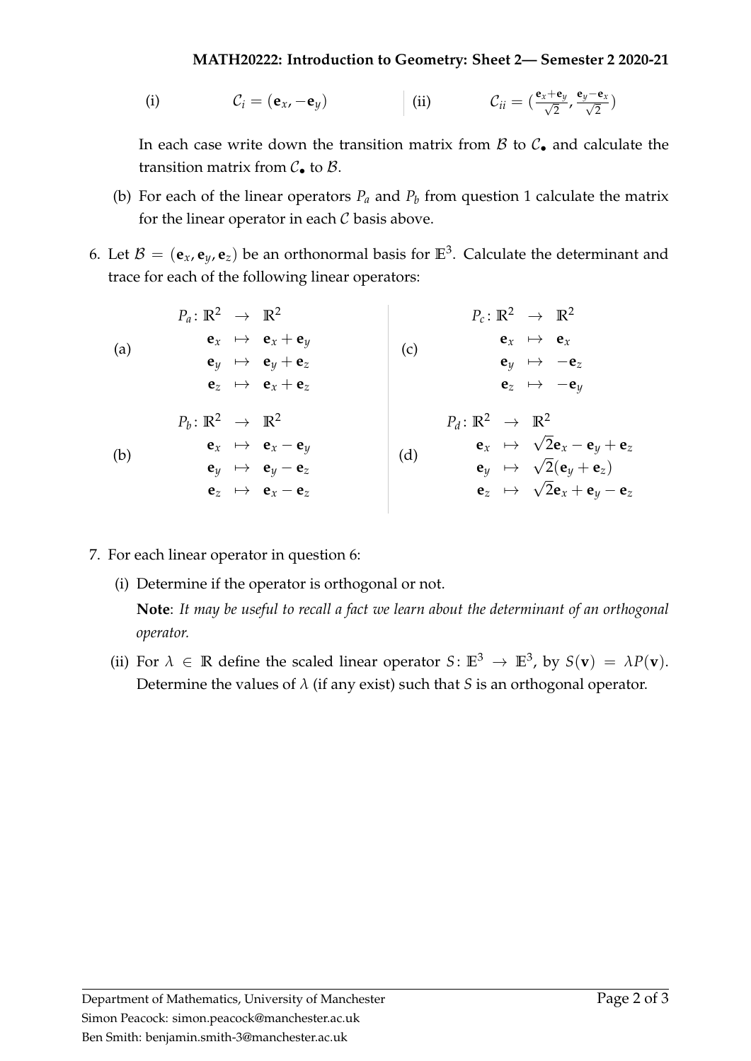(i) $\mathcal{C}_i = (\mathbf{e}_x, -\mathbf{e}_y)$ (ii) $\mathcal{C}_{ii} = (\frac{\mathbf{e}_x+\mathbf{e}_y}{\sqrt{2}}, \frac{\mathbf{e}_y-\mathbf{e}_x}{\sqrt{2}})$

In each case write down the transition matrix from $\mathcal{B}$ to $\mathcal{C}_\bullet$ and calculate the transition matrix from $\mathcal{C}_\bullet$ to $\mathcal{B}$.

(b) For each of the linear operators $P_a$ and $P_b$ from question 1 calculate the matrix for the linear operator in each $\mathcal{C}$ basis above.

6. Let $\mathcal{B} = (\mathbf{e}_x, \mathbf{e}_y, \mathbf{e}_z)$ be an orthonormal basis for $\mathbb{E}^3$. Calculate the determinant and trace for each of the following linear operators:

(a)
$$\begin{aligned} P_a \colon \mathbb{R}^2 &\to \mathbb{R}^2 \\ \mathbf{e}_x &\mapsto \mathbf{e}_x + \mathbf{e}_y \\ \mathbf{e}_y &\mapsto \mathbf{e}_y + \mathbf{e}_z \\ \mathbf{e}_z &\mapsto \mathbf{e}_x + \mathbf{e}_z \end{aligned}$$

(b)
$$\begin{aligned} P_b \colon \mathbb{R}^2 &\to \mathbb{R}^2 \\ \mathbf{e}_x &\mapsto \mathbf{e}_x - \mathbf{e}_y \\ \mathbf{e}_y &\mapsto \mathbf{e}_y - \mathbf{e}_z \\ \mathbf{e}_z &\mapsto \mathbf{e}_x - \mathbf{e}_z \end{aligned}$$

(c)
$$\begin{aligned} P_c \colon \mathbb{R}^2 &\to \mathbb{R}^2 \\ \mathbf{e}_x &\mapsto \mathbf{e}_x \\ \mathbf{e}_y &\mapsto -\mathbf{e}_z \\ \mathbf{e}_z &\mapsto -\mathbf{e}_y \end{aligned}$$

(d)
$$\begin{aligned} P_d \colon \mathbb{R}^2 &\to \mathbb{R}^2 \\ \mathbf{e}_x &\mapsto \sqrt{2}\mathbf{e}_x - \mathbf{e}_y + \mathbf{e}_z \\ \mathbf{e}_y &\mapsto \sqrt{2}(\mathbf{e}_y + \mathbf{e}_z) \\ \mathbf{e}_z &\mapsto \sqrt{2}\mathbf{e}_x + \mathbf{e}_y - \mathbf{e}_z \end{aligned}$$

7. For each linear operator in question 6:

(i) Determine if the operator is orthogonal or not.

**Note**: *It may be useful to recall a fact we learn about the determinant of an orthogonal operator.*

(ii) For $\lambda \in \mathbb{R}$ define the scaled linear operator $S \colon \mathbb{E}^3 \to \mathbb{E}^3$, by $S(\mathbf{v}) = \lambda P(\mathbf{v})$. Determine the values of $\lambda$ (if any exist) such that $S$ is an orthogonal operator.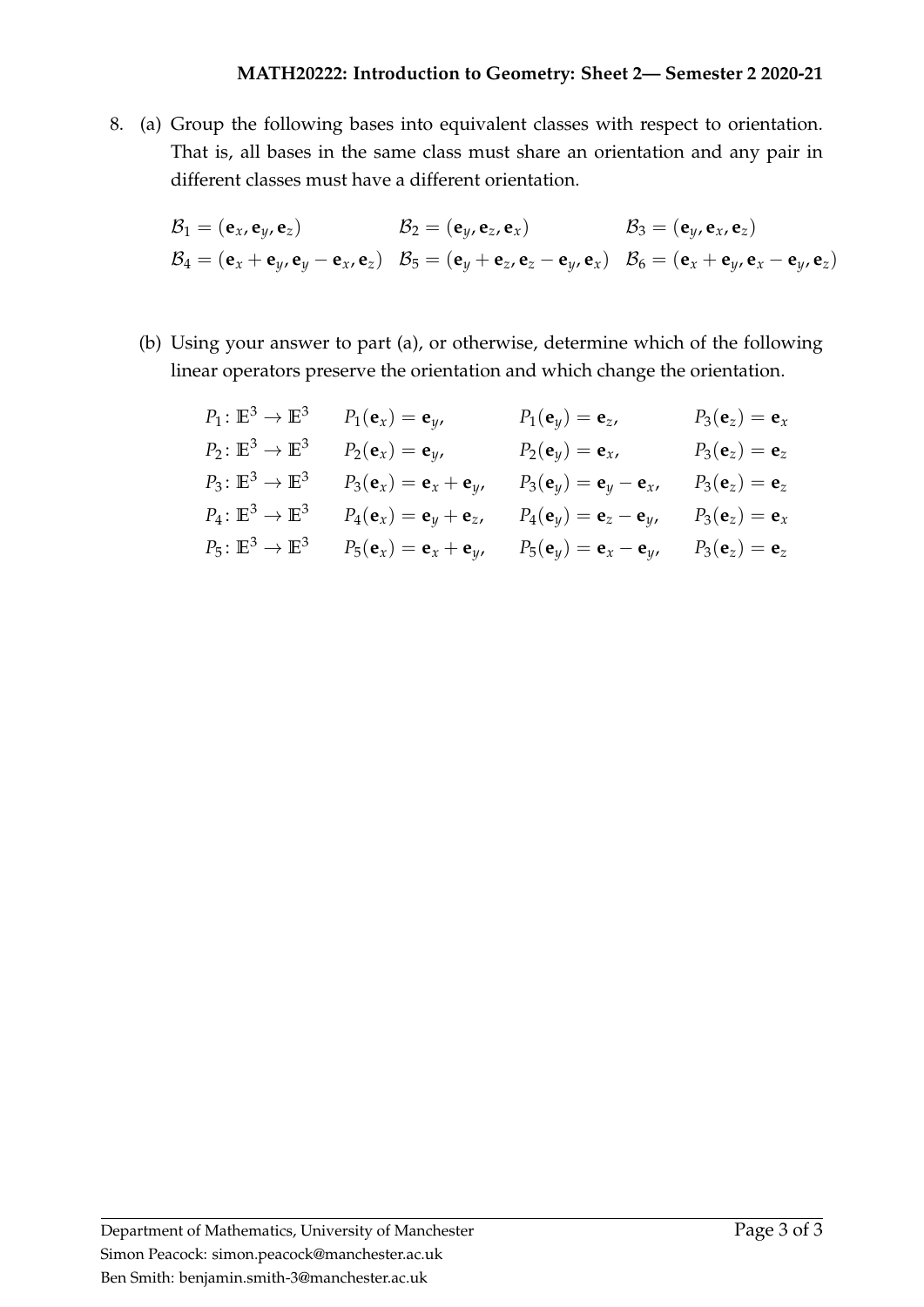8. (a) Group the following bases into equivalent classes with respect to orientation. That is, all bases in the same class must share an orientation and any pair in different classes must have a different orientation.

$$\mathcal{B}_1 = (\mathbf{e}_x, \mathbf{e}_y, \mathbf{e}_z) \qquad \mathcal{B}_2 = (\mathbf{e}_y, \mathbf{e}_z, \mathbf{e}_x) \qquad \mathcal{B}_3 = (\mathbf{e}_y, \mathbf{e}_x, \mathbf{e}_z)$$

$$\mathcal{B}_4 = (\mathbf{e}_x + \mathbf{e}_y, \mathbf{e}_y - \mathbf{e}_x, \mathbf{e}_z) \quad \mathcal{B}_5 = (\mathbf{e}_y + \mathbf{e}_z, \mathbf{e}_z - \mathbf{e}_y, \mathbf{e}_x) \quad \mathcal{B}_6 = (\mathbf{e}_x + \mathbf{e}_y, \mathbf{e}_x - \mathbf{e}_y, \mathbf{e}_z)$$

   (b) Using your answer to part (a), or otherwise, determine which of the following linear operators preserve the orientation and which change the orientation.

$$P_1 \colon \mathbb{E}^3 \to \mathbb{E}^3 \qquad P_1(\mathbf{e}_x) = \mathbf{e}_y, \qquad P_1(\mathbf{e}_y) = \mathbf{e}_z, \qquad P_3(\mathbf{e}_z) = \mathbf{e}_x$$

$$P_2 \colon \mathbb{E}^3 \to \mathbb{E}^3 \qquad P_2(\mathbf{e}_x) = \mathbf{e}_y, \qquad P_2(\mathbf{e}_y) = \mathbf{e}_x, \qquad P_3(\mathbf{e}_z) = \mathbf{e}_z$$

$$P_3 \colon \mathbb{E}^3 \to \mathbb{E}^3 \qquad P_3(\mathbf{e}_x) = \mathbf{e}_x + \mathbf{e}_y, \qquad P_3(\mathbf{e}_y) = \mathbf{e}_y - \mathbf{e}_x, \qquad P_3(\mathbf{e}_z) = \mathbf{e}_z$$

$$P_4 \colon \mathbb{E}^3 \to \mathbb{E}^3 \qquad P_4(\mathbf{e}_x) = \mathbf{e}_y + \mathbf{e}_z, \qquad P_4(\mathbf{e}_y) = \mathbf{e}_z - \mathbf{e}_y, \qquad P_3(\mathbf{e}_z) = \mathbf{e}_x$$

$$P_5 \colon \mathbb{E}^3 \to \mathbb{E}^3 \qquad P_5(\mathbf{e}_x) = \mathbf{e}_x + \mathbf{e}_y, \qquad P_5(\mathbf{e}_y) = \mathbf{e}_x - \mathbf{e}_y, \qquad P_3(\mathbf{e}_z) = \mathbf{e}_z$$